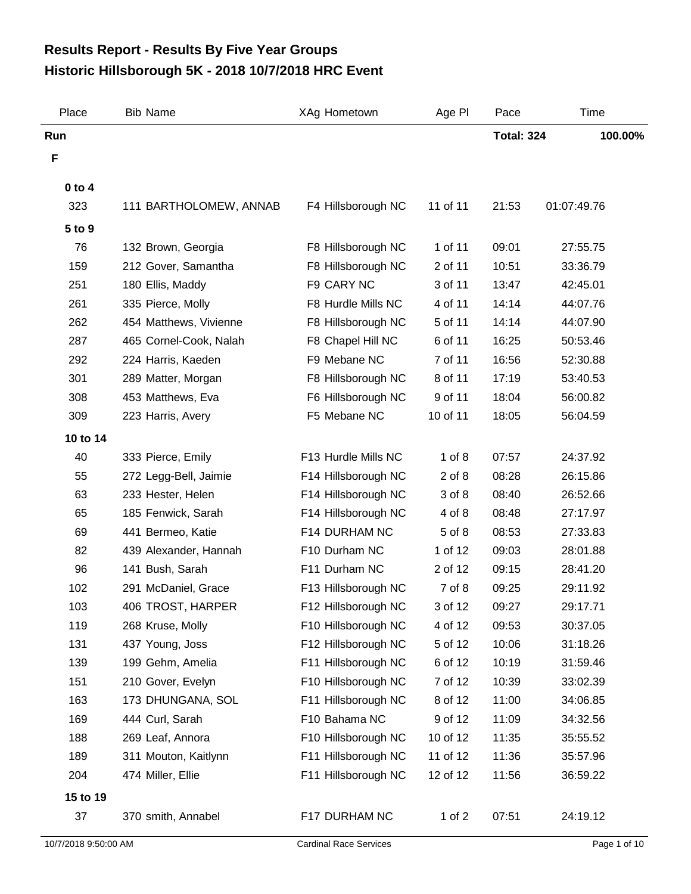# Results Report - Results By Five Year Groups
# Historic Hillsborough 5K - 2018 10/7/2018 HRC Event

| Place | Bib | Name | XAg | Hometown | Age Pl | Pace | Time |
|---|---|---|---|---|---|---|---|
| **Run** | | | | | | **Total: 324** | **100.00%** |
| **F** | | | | | | | |
| **0 to 4** | | | | | | | |
| 323 | 111 | BARTHOLOMEW, ANNAB | F4 | Hillsborough NC | 11 of 11 | 21:53 | 01:07:49.76 |
| **5 to 9** | | | | | | | |
| 76 | 132 | Brown, Georgia | F8 | Hillsborough NC | 1 of 11 | 09:01 | 27:55.75 |
| 159 | 212 | Gover, Samantha | F8 | Hillsborough NC | 2 of 11 | 10:51 | 33:36.79 |
| 251 | 180 | Ellis, Maddy | F9 | CARY NC | 3 of 11 | 13:47 | 42:45.01 |
| 261 | 335 | Pierce, Molly | F8 | Hurdle Mills NC | 4 of 11 | 14:14 | 44:07.76 |
| 262 | 454 | Matthews, Vivienne | F8 | Hillsborough NC | 5 of 11 | 14:14 | 44:07.90 |
| 287 | 465 | Cornel-Cook, Nalah | F8 | Chapel Hill NC | 6 of 11 | 16:25 | 50:53.46 |
| 292 | 224 | Harris, Kaeden | F9 | Mebane NC | 7 of 11 | 16:56 | 52:30.88 |
| 301 | 289 | Matter, Morgan | F8 | Hillsborough NC | 8 of 11 | 17:19 | 53:40.53 |
| 308 | 453 | Matthews, Eva | F6 | Hillsborough NC | 9 of 11 | 18:04 | 56:00.82 |
| 309 | 223 | Harris, Avery | F5 | Mebane NC | 10 of 11 | 18:05 | 56:04.59 |
| **10 to 14** | | | | | | | |
| 40 | 333 | Pierce, Emily | F13 | Hurdle Mills NC | 1 of 8 | 07:57 | 24:37.92 |
| 55 | 272 | Legg-Bell, Jaimie | F14 | Hillsborough NC | 2 of 8 | 08:28 | 26:15.86 |
| 63 | 233 | Hester, Helen | F14 | Hillsborough NC | 3 of 8 | 08:40 | 26:52.66 |
| 65 | 185 | Fenwick, Sarah | F14 | Hillsborough NC | 4 of 8 | 08:48 | 27:17.97 |
| 69 | 441 | Bermeo, Katie | F14 | DURHAM NC | 5 of 8 | 08:53 | 27:33.83 |
| 82 | 439 | Alexander, Hannah | F10 | Durham NC | 1 of 12 | 09:03 | 28:01.88 |
| 96 | 141 | Bush, Sarah | F11 | Durham NC | 2 of 12 | 09:15 | 28:41.20 |
| 102 | 291 | McDaniel, Grace | F13 | Hillsborough NC | 7 of 8 | 09:25 | 29:11.92 |
| 103 | 406 | TROST, HARPER | F12 | Hillsborough NC | 3 of 12 | 09:27 | 29:17.71 |
| 119 | 268 | Kruse, Molly | F10 | Hillsborough NC | 4 of 12 | 09:53 | 30:37.05 |
| 131 | 437 | Young, Joss | F12 | Hillsborough NC | 5 of 12 | 10:06 | 31:18.26 |
| 139 | 199 | Gehm, Amelia | F11 | Hillsborough NC | 6 of 12 | 10:19 | 31:59.46 |
| 151 | 210 | Gover, Evelyn | F10 | Hillsborough NC | 7 of 12 | 10:39 | 33:02.39 |
| 163 | 173 | DHUNGANA, SOL | F11 | Hillsborough NC | 8 of 12 | 11:00 | 34:06.85 |
| 169 | 444 | Curl, Sarah | F10 | Bahama NC | 9 of 12 | 11:09 | 34:32.56 |
| 188 | 269 | Leaf, Annora | F10 | Hillsborough NC | 10 of 12 | 11:35 | 35:55.52 |
| 189 | 311 | Mouton, Kaitlynn | F11 | Hillsborough NC | 11 of 12 | 11:36 | 35:57.96 |
| 204 | 474 | Miller, Ellie | F11 | Hillsborough NC | 12 of 12 | 11:56 | 36:59.22 |
| **15 to 19** | | | | | | | |
| 37 | 370 | smith, Annabel | F17 | DURHAM NC | 1 of 2 | 07:51 | 24:19.12 |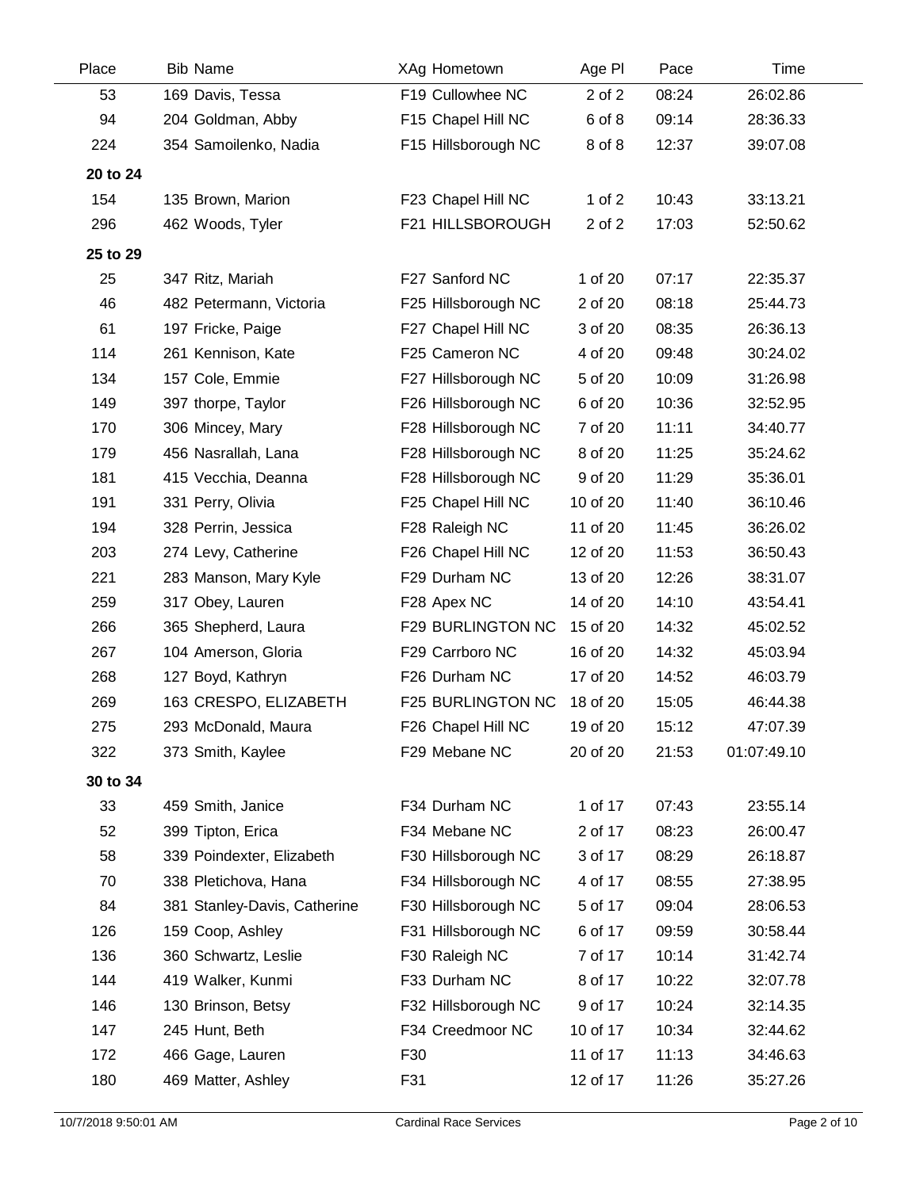| Place | Bib | Name | XAg | Hometown | Age Pl | Pace | Time |
|---|---|---|---|---|---|---|---|
| 53 | 169 | Davis, Tessa | F19 | Cullowhee NC | 2 of 2 | 08:24 | 26:02.86 |
| 94 | 204 | Goldman, Abby | F15 | Chapel Hill NC | 6 of 8 | 09:14 | 28:36.33 |
| 224 | 354 | Samoilenko, Nadia | F15 | Hillsborough NC | 8 of 8 | 12:37 | 39:07.08 |
| **20 to 24** | | | | | | | |
| 154 | 135 | Brown, Marion | F23 | Chapel Hill NC | 1 of 2 | 10:43 | 33:13.21 |
| 296 | 462 | Woods, Tyler | F21 | HILLSBOROUGH | 2 of 2 | 17:03 | 52:50.62 |
| **25 to 29** | | | | | | | |
| 25 | 347 | Ritz, Mariah | F27 | Sanford NC | 1 of 20 | 07:17 | 22:35.37 |
| 46 | 482 | Petermann, Victoria | F25 | Hillsborough NC | 2 of 20 | 08:18 | 25:44.73 |
| 61 | 197 | Fricke, Paige | F27 | Chapel Hill NC | 3 of 20 | 08:35 | 26:36.13 |
| 114 | 261 | Kennison, Kate | F25 | Cameron NC | 4 of 20 | 09:48 | 30:24.02 |
| 134 | 157 | Cole, Emmie | F27 | Hillsborough NC | 5 of 20 | 10:09 | 31:26.98 |
| 149 | 397 | thorpe, Taylor | F26 | Hillsborough NC | 6 of 20 | 10:36 | 32:52.95 |
| 170 | 306 | Mincey, Mary | F28 | Hillsborough NC | 7 of 20 | 11:11 | 34:40.77 |
| 179 | 456 | Nasrallah, Lana | F28 | Hillsborough NC | 8 of 20 | 11:25 | 35:24.62 |
| 181 | 415 | Vecchia, Deanna | F28 | Hillsborough NC | 9 of 20 | 11:29 | 35:36.01 |
| 191 | 331 | Perry, Olivia | F25 | Chapel Hill NC | 10 of 20 | 11:40 | 36:10.46 |
| 194 | 328 | Perrin, Jessica | F28 | Raleigh NC | 11 of 20 | 11:45 | 36:26.02 |
| 203 | 274 | Levy, Catherine | F26 | Chapel Hill NC | 12 of 20 | 11:53 | 36:50.43 |
| 221 | 283 | Manson, Mary Kyle | F29 | Durham NC | 13 of 20 | 12:26 | 38:31.07 |
| 259 | 317 | Obey, Lauren | F28 | Apex NC | 14 of 20 | 14:10 | 43:54.41 |
| 266 | 365 | Shepherd, Laura | F29 | BURLINGTON NC | 15 of 20 | 14:32 | 45:02.52 |
| 267 | 104 | Amerson, Gloria | F29 | Carrboro NC | 16 of 20 | 14:32 | 45:03.94 |
| 268 | 127 | Boyd, Kathryn | F26 | Durham NC | 17 of 20 | 14:52 | 46:03.79 |
| 269 | 163 | CRESPO, ELIZABETH | F25 | BURLINGTON NC | 18 of 20 | 15:05 | 46:44.38 |
| 275 | 293 | McDonald, Maura | F26 | Chapel Hill NC | 19 of 20 | 15:12 | 47:07.39 |
| 322 | 373 | Smith, Kaylee | F29 | Mebane NC | 20 of 20 | 21:53 | 01:07:49.10 |
| **30 to 34** | | | | | | | |
| 33 | 459 | Smith, Janice | F34 | Durham NC | 1 of 17 | 07:43 | 23:55.14 |
| 52 | 399 | Tipton, Erica | F34 | Mebane NC | 2 of 17 | 08:23 | 26:00.47 |
| 58 | 339 | Poindexter, Elizabeth | F30 | Hillsborough NC | 3 of 17 | 08:29 | 26:18.87 |
| 70 | 338 | Pletichova, Hana | F34 | Hillsborough NC | 4 of 17 | 08:55 | 27:38.95 |
| 84 | 381 | Stanley-Davis, Catherine | F30 | Hillsborough NC | 5 of 17 | 09:04 | 28:06.53 |
| 126 | 159 | Coop, Ashley | F31 | Hillsborough NC | 6 of 17 | 09:59 | 30:58.44 |
| 136 | 360 | Schwartz, Leslie | F30 | Raleigh NC | 7 of 17 | 10:14 | 31:42.74 |
| 144 | 419 | Walker, Kunmi | F33 | Durham NC | 8 of 17 | 10:22 | 32:07.78 |
| 146 | 130 | Brinson, Betsy | F32 | Hillsborough NC | 9 of 17 | 10:24 | 32:14.35 |
| 147 | 245 | Hunt, Beth | F34 | Creedmoor NC | 10 of 17 | 10:34 | 32:44.62 |
| 172 | 466 | Gage, Lauren | F30 | | 11 of 17 | 11:13 | 34:46.63 |
| 180 | 469 | Matter, Ashley | F31 | | 12 of 17 | 11:26 | 35:27.26 |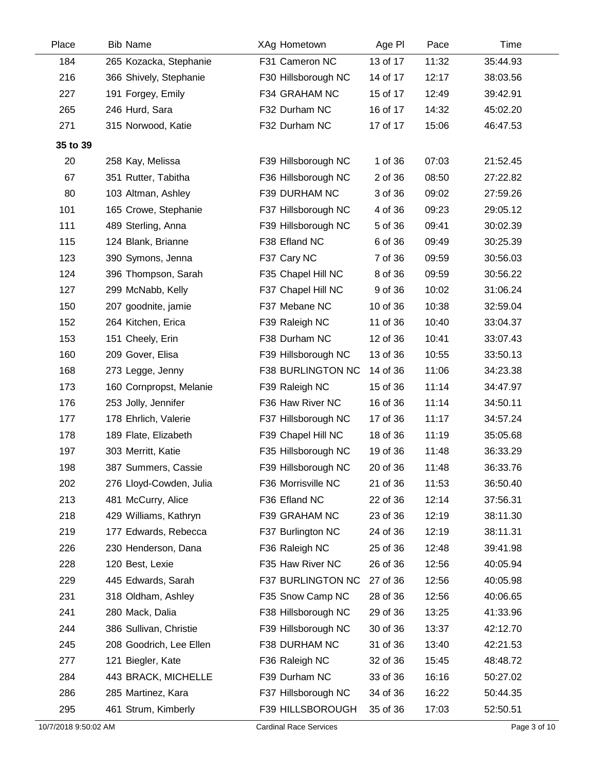| Place | Bib Name | XAg Hometown | Age Pl | Pace | Time |
|---|---|---|---|---|---|
| 184 | 265 Kozacka, Stephanie | F31 Cameron NC | 13 of 17 | 11:32 | 35:44.93 |
| 216 | 366 Shively, Stephanie | F30 Hillsborough NC | 14 of 17 | 12:17 | 38:03.56 |
| 227 | 191 Forgey, Emily | F34 GRAHAM NC | 15 of 17 | 12:49 | 39:42.91 |
| 265 | 246 Hurd, Sara | F32 Durham NC | 16 of 17 | 14:32 | 45:02.20 |
| 271 | 315 Norwood, Katie | F32 Durham NC | 17 of 17 | 15:06 | 46:47.53 |
| **35 to 39** | | | | | |
| 20 | 258 Kay, Melissa | F39 Hillsborough NC | 1 of 36 | 07:03 | 21:52.45 |
| 67 | 351 Rutter, Tabitha | F36 Hillsborough NC | 2 of 36 | 08:50 | 27:22.82 |
| 80 | 103 Altman, Ashley | F39 DURHAM NC | 3 of 36 | 09:02 | 27:59.26 |
| 101 | 165 Crowe, Stephanie | F37 Hillsborough NC | 4 of 36 | 09:23 | 29:05.12 |
| 111 | 489 Sterling, Anna | F39 Hillsborough NC | 5 of 36 | 09:41 | 30:02.39 |
| 115 | 124 Blank, Brianne | F38 Efland NC | 6 of 36 | 09:49 | 30:25.39 |
| 123 | 390 Symons, Jenna | F37 Cary NC | 7 of 36 | 09:59 | 30:56.03 |
| 124 | 396 Thompson, Sarah | F35 Chapel Hill NC | 8 of 36 | 09:59 | 30:56.22 |
| 127 | 299 McNabb, Kelly | F37 Chapel Hill NC | 9 of 36 | 10:02 | 31:06.24 |
| 150 | 207 goodnite, jamie | F37 Mebane NC | 10 of 36 | 10:38 | 32:59.04 |
| 152 | 264 Kitchen, Erica | F39 Raleigh NC | 11 of 36 | 10:40 | 33:04.37 |
| 153 | 151 Cheely, Erin | F38 Durham NC | 12 of 36 | 10:41 | 33:07.43 |
| 160 | 209 Gover, Elisa | F39 Hillsborough NC | 13 of 36 | 10:55 | 33:50.13 |
| 168 | 273 Legge, Jenny | F38 BURLINGTON NC | 14 of 36 | 11:06 | 34:23.38 |
| 173 | 160 Cornpropst, Melanie | F39 Raleigh NC | 15 of 36 | 11:14 | 34:47.97 |
| 176 | 253 Jolly, Jennifer | F36 Haw River NC | 16 of 36 | 11:14 | 34:50.11 |
| 177 | 178 Ehrlich, Valerie | F37 Hillsborough NC | 17 of 36 | 11:17 | 34:57.24 |
| 178 | 189 Flate, Elizabeth | F39 Chapel Hill NC | 18 of 36 | 11:19 | 35:05.68 |
| 197 | 303 Merritt, Katie | F35 Hillsborough NC | 19 of 36 | 11:48 | 36:33.29 |
| 198 | 387 Summers, Cassie | F39 Hillsborough NC | 20 of 36 | 11:48 | 36:33.76 |
| 202 | 276 Lloyd-Cowden, Julia | F36 Morrisville NC | 21 of 36 | 11:53 | 36:50.40 |
| 213 | 481 McCurry, Alice | F36 Efland NC | 22 of 36 | 12:14 | 37:56.31 |
| 218 | 429 Williams, Kathryn | F39 GRAHAM NC | 23 of 36 | 12:19 | 38:11.30 |
| 219 | 177 Edwards, Rebecca | F37 Burlington NC | 24 of 36 | 12:19 | 38:11.31 |
| 226 | 230 Henderson, Dana | F36 Raleigh NC | 25 of 36 | 12:48 | 39:41.98 |
| 228 | 120 Best, Lexie | F35 Haw River NC | 26 of 36 | 12:56 | 40:05.94 |
| 229 | 445 Edwards, Sarah | F37 BURLINGTON NC | 27 of 36 | 12:56 | 40:05.98 |
| 231 | 318 Oldham, Ashley | F35 Snow Camp NC | 28 of 36 | 12:56 | 40:06.65 |
| 241 | 280 Mack, Dalia | F38 Hillsborough NC | 29 of 36 | 13:25 | 41:33.96 |
| 244 | 386 Sullivan, Christie | F39 Hillsborough NC | 30 of 36 | 13:37 | 42:12.70 |
| 245 | 208 Goodrich, Lee Ellen | F38 DURHAM NC | 31 of 36 | 13:40 | 42:21.53 |
| 277 | 121 Biegler, Kate | F36 Raleigh NC | 32 of 36 | 15:45 | 48:48.72 |
| 284 | 443 BRACK, MICHELLE | F39 Durham NC | 33 of 36 | 16:16 | 50:27.02 |
| 286 | 285 Martinez, Kara | F37 Hillsborough NC | 34 of 36 | 16:22 | 50:44.35 |
| 295 | 461 Strum, Kimberly | F39 HILLSBOROUGH | 35 of 36 | 17:03 | 52:50.51 |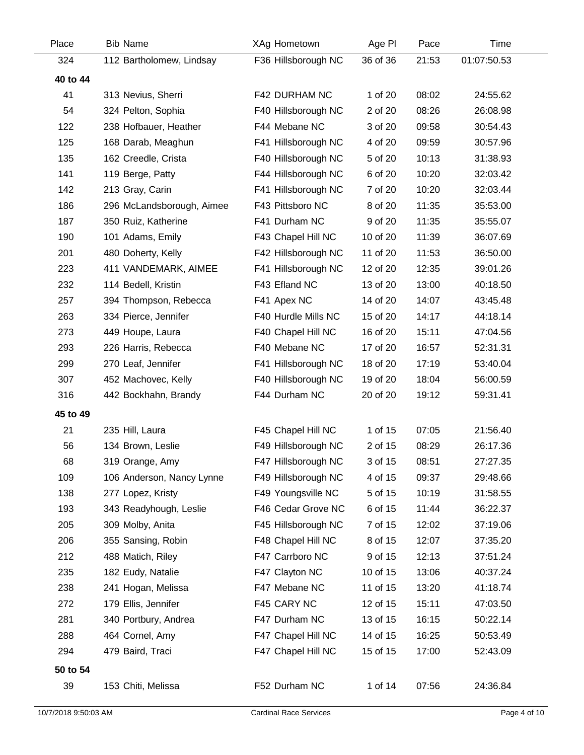| Place | Bib | Name | XAg | Hometown | Age Pl | Pace | Time |
|---|---|---|---|---|---|---|---|
| 324 | 112 | Bartholomew, Lindsay | F36 | Hillsborough NC | 36 of 36 | 21:53 | 01:07:50.53 |
| **40 to 44** | | | | | | | |
| 41 | 313 | Nevius, Sherri | F42 | DURHAM NC | 1 of 20 | 08:02 | 24:55.62 |
| 54 | 324 | Pelton, Sophia | F40 | Hillsborough NC | 2 of 20 | 08:26 | 26:08.98 |
| 122 | 238 | Hofbauer, Heather | F44 | Mebane NC | 3 of 20 | 09:58 | 30:54.43 |
| 125 | 168 | Darab, Meaghun | F41 | Hillsborough NC | 4 of 20 | 09:59 | 30:57.96 |
| 135 | 162 | Creedle, Crista | F40 | Hillsborough NC | 5 of 20 | 10:13 | 31:38.93 |
| 141 | 119 | Berge, Patty | F44 | Hillsborough NC | 6 of 20 | 10:20 | 32:03.42 |
| 142 | 213 | Gray, Carin | F41 | Hillsborough NC | 7 of 20 | 10:20 | 32:03.44 |
| 186 | 296 | McLandsborough, Aimee | F43 | Pittsboro NC | 8 of 20 | 11:35 | 35:53.00 |
| 187 | 350 | Ruiz, Katherine | F41 | Durham NC | 9 of 20 | 11:35 | 35:55.07 |
| 190 | 101 | Adams, Emily | F43 | Chapel Hill NC | 10 of 20 | 11:39 | 36:07.69 |
| 201 | 480 | Doherty, Kelly | F42 | Hillsborough NC | 11 of 20 | 11:53 | 36:50.00 |
| 223 | 411 | VANDEMARK, AIMEE | F41 | Hillsborough NC | 12 of 20 | 12:35 | 39:01.26 |
| 232 | 114 | Bedell, Kristin | F43 | Efland NC | 13 of 20 | 13:00 | 40:18.50 |
| 257 | 394 | Thompson, Rebecca | F41 | Apex NC | 14 of 20 | 14:07 | 43:45.48 |
| 263 | 334 | Pierce, Jennifer | F40 | Hurdle Mills NC | 15 of 20 | 14:17 | 44:18.14 |
| 273 | 449 | Houpe, Laura | F40 | Chapel Hill NC | 16 of 20 | 15:11 | 47:04.56 |
| 293 | 226 | Harris, Rebecca | F40 | Mebane NC | 17 of 20 | 16:57 | 52:31.31 |
| 299 | 270 | Leaf, Jennifer | F41 | Hillsborough NC | 18 of 20 | 17:19 | 53:40.04 |
| 307 | 452 | Machovec, Kelly | F40 | Hillsborough NC | 19 of 20 | 18:04 | 56:00.59 |
| 316 | 442 | Bockhahn, Brandy | F44 | Durham NC | 20 of 20 | 19:12 | 59:31.41 |
| **45 to 49** | | | | | | | |
| 21 | 235 | Hill, Laura | F45 | Chapel Hill NC | 1 of 15 | 07:05 | 21:56.40 |
| 56 | 134 | Brown, Leslie | F49 | Hillsborough NC | 2 of 15 | 08:29 | 26:17.36 |
| 68 | 319 | Orange, Amy | F47 | Hillsborough NC | 3 of 15 | 08:51 | 27:27.35 |
| 109 | 106 | Anderson, Nancy Lynne | F49 | Hillsborough NC | 4 of 15 | 09:37 | 29:48.66 |
| 138 | 277 | Lopez, Kristy | F49 | Youngsville NC | 5 of 15 | 10:19 | 31:58.55 |
| 193 | 343 | Readyhough, Leslie | F46 | Cedar Grove NC | 6 of 15 | 11:44 | 36:22.37 |
| 205 | 309 | Molby, Anita | F45 | Hillsborough NC | 7 of 15 | 12:02 | 37:19.06 |
| 206 | 355 | Sansing, Robin | F48 | Chapel Hill NC | 8 of 15 | 12:07 | 37:35.20 |
| 212 | 488 | Matich, Riley | F47 | Carrboro NC | 9 of 15 | 12:13 | 37:51.24 |
| 235 | 182 | Eudy, Natalie | F47 | Clayton NC | 10 of 15 | 13:06 | 40:37.24 |
| 238 | 241 | Hogan, Melissa | F47 | Mebane NC | 11 of 15 | 13:20 | 41:18.74 |
| 272 | 179 | Ellis, Jennifer | F45 | CARY NC | 12 of 15 | 15:11 | 47:03.50 |
| 281 | 340 | Portbury, Andrea | F47 | Durham NC | 13 of 15 | 16:15 | 50:22.14 |
| 288 | 464 | Cornel, Amy | F47 | Chapel Hill NC | 14 of 15 | 16:25 | 50:53.49 |
| 294 | 479 | Baird, Traci | F47 | Chapel Hill NC | 15 of 15 | 17:00 | 52:43.09 |
| **50 to 54** | | | | | | | |
| 39 | 153 | Chiti, Melissa | F52 | Durham NC | 1 of 14 | 07:56 | 24:36.84 |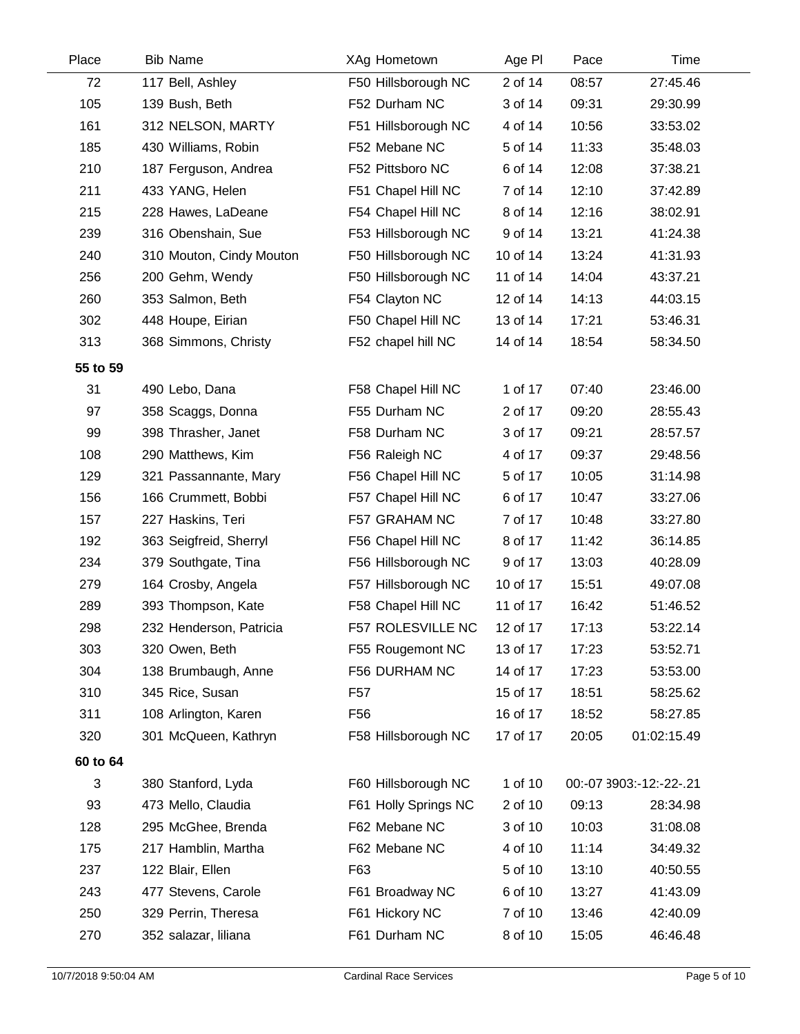| Place | Bib Name | XAg Hometown | Age Pl | Pace | Time |
|---|---|---|---|---|---|
| 72 | 117 Bell, Ashley | F50 Hillsborough NC | 2 of 14 | 08:57 | 27:45.46 |
| 105 | 139 Bush, Beth | F52 Durham NC | 3 of 14 | 09:31 | 29:30.99 |
| 161 | 312 NELSON, MARTY | F51 Hillsborough NC | 4 of 14 | 10:56 | 33:53.02 |
| 185 | 430 Williams, Robin | F52 Mebane NC | 5 of 14 | 11:33 | 35:48.03 |
| 210 | 187 Ferguson, Andrea | F52 Pittsboro NC | 6 of 14 | 12:08 | 37:38.21 |
| 211 | 433 YANG, Helen | F51 Chapel Hill NC | 7 of 14 | 12:10 | 37:42.89 |
| 215 | 228 Hawes, LaDeane | F54 Chapel Hill NC | 8 of 14 | 12:16 | 38:02.91 |
| 239 | 316 Obenshain, Sue | F53 Hillsborough NC | 9 of 14 | 13:21 | 41:24.38 |
| 240 | 310 Mouton, Cindy Mouton | F50 Hillsborough NC | 10 of 14 | 13:24 | 41:31.93 |
| 256 | 200 Gehm, Wendy | F50 Hillsborough NC | 11 of 14 | 14:04 | 43:37.21 |
| 260 | 353 Salmon, Beth | F54 Clayton NC | 12 of 14 | 14:13 | 44:03.15 |
| 302 | 448 Houpe, Eirian | F50 Chapel Hill NC | 13 of 14 | 17:21 | 53:46.31 |
| 313 | 368 Simmons, Christy | F52 chapel hill NC | 14 of 14 | 18:54 | 58:34.50 |
| **55 to 59** | | | | | |
| 31 | 490 Lebo, Dana | F58 Chapel Hill NC | 1 of 17 | 07:40 | 23:46.00 |
| 97 | 358 Scaggs, Donna | F55 Durham NC | 2 of 17 | 09:20 | 28:55.43 |
| 99 | 398 Thrasher, Janet | F58 Durham NC | 3 of 17 | 09:21 | 28:57.57 |
| 108 | 290 Matthews, Kim | F56 Raleigh NC | 4 of 17 | 09:37 | 29:48.56 |
| 129 | 321 Passannante, Mary | F56 Chapel Hill NC | 5 of 17 | 10:05 | 31:14.98 |
| 156 | 166 Crummett, Bobbi | F57 Chapel Hill NC | 6 of 17 | 10:47 | 33:27.06 |
| 157 | 227 Haskins, Teri | F57 GRAHAM NC | 7 of 17 | 10:48 | 33:27.80 |
| 192 | 363 Seigfreid, Sherryl | F56 Chapel Hill NC | 8 of 17 | 11:42 | 36:14.85 |
| 234 | 379 Southgate, Tina | F56 Hillsborough NC | 9 of 17 | 13:03 | 40:28.09 |
| 279 | 164 Crosby, Angela | F57 Hillsborough NC | 10 of 17 | 15:51 | 49:07.08 |
| 289 | 393 Thompson, Kate | F58 Chapel Hill NC | 11 of 17 | 16:42 | 51:46.52 |
| 298 | 232 Henderson, Patricia | F57 ROLESVILLE NC | 12 of 17 | 17:13 | 53:22.14 |
| 303 | 320 Owen, Beth | F55 Rougemont NC | 13 of 17 | 17:23 | 53:52.71 |
| 304 | 138 Brumbaugh, Anne | F56 DURHAM NC | 14 of 17 | 17:23 | 53:53.00 |
| 310 | 345 Rice, Susan | F57 | 15 of 17 | 18:51 | 58:25.62 |
| 311 | 108 Arlington, Karen | F56 | 16 of 17 | 18:52 | 58:27.85 |
| 320 | 301 McQueen, Kathryn | F58 Hillsborough NC | 17 of 17 | 20:05 | 01:02:15.49 |
| **60 to 64** | | | | | |
| 3 | 380 Stanford, Lyda | F60 Hillsborough NC | 1 of 10 | 00:-07 | 3903:-12:-22-.21 |
| 93 | 473 Mello, Claudia | F61 Holly Springs NC | 2 of 10 | 09:13 | 28:34.98 |
| 128 | 295 McGhee, Brenda | F62 Mebane NC | 3 of 10 | 10:03 | 31:08.08 |
| 175 | 217 Hamblin, Martha | F62 Mebane NC | 4 of 10 | 11:14 | 34:49.32 |
| 237 | 122 Blair, Ellen | F63 | 5 of 10 | 13:10 | 40:50.55 |
| 243 | 477 Stevens, Carole | F61 Broadway NC | 6 of 10 | 13:27 | 41:43.09 |
| 250 | 329 Perrin, Theresa | F61 Hickory NC | 7 of 10 | 13:46 | 42:40.09 |
| 270 | 352 salazar, liliana | F61 Durham NC | 8 of 10 | 15:05 | 46:46.48 |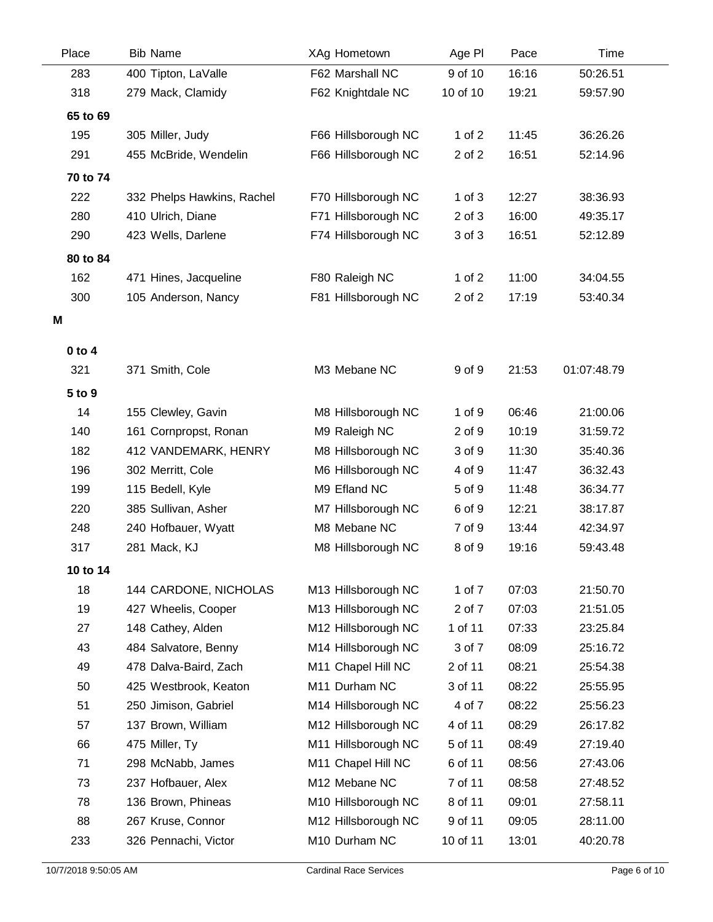| Place | Bib | Name | XAg | Hometown | Age Pl | Pace | Time |
|---|---|---|---|---|---|---|---|
| 283 | 400 | Tipton, LaValle | F62 | Marshall NC | 9 of 10 | 16:16 | 50:26.51 |
| 318 | 279 | Mack, Clamidy | F62 | Knightdale NC | 10 of 10 | 19:21 | 59:57.90 |
| **65 to 69** | | | | | | | |
| 195 | 305 | Miller, Judy | F66 | Hillsborough NC | 1 of 2 | 11:45 | 36:26.26 |
| 291 | 455 | McBride, Wendelin | F66 | Hillsborough NC | 2 of 2 | 16:51 | 52:14.96 |
| **70 to 74** | | | | | | | |
| 222 | 332 | Phelps Hawkins, Rachel | F70 | Hillsborough NC | 1 of 3 | 12:27 | 38:36.93 |
| 280 | 410 | Ulrich, Diane | F71 | Hillsborough NC | 2 of 3 | 16:00 | 49:35.17 |
| 290 | 423 | Wells, Darlene | F74 | Hillsborough NC | 3 of 3 | 16:51 | 52:12.89 |
| **80 to 84** | | | | | | | |
| 162 | 471 | Hines, Jacqueline | F80 | Raleigh NC | 1 of 2 | 11:00 | 34:04.55 |
| 300 | 105 | Anderson, Nancy | F81 | Hillsborough NC | 2 of 2 | 17:19 | 53:40.34 |
| **M** | | | | | | | |
| **0 to 4** | | | | | | | |
| 321 | 371 | Smith, Cole | M3 | Mebane NC | 9 of 9 | 21:53 | 01:07:48.79 |
| **5 to 9** | | | | | | | |
| 14 | 155 | Clewley, Gavin | M8 | Hillsborough NC | 1 of 9 | 06:46 | 21:00.06 |
| 140 | 161 | Cornpropst, Ronan | M9 | Raleigh NC | 2 of 9 | 10:19 | 31:59.72 |
| 182 | 412 | VANDEMARK, HENRY | M8 | Hillsborough NC | 3 of 9 | 11:30 | 35:40.36 |
| 196 | 302 | Merritt, Cole | M6 | Hillsborough NC | 4 of 9 | 11:47 | 36:32.43 |
| 199 | 115 | Bedell, Kyle | M9 | Efland NC | 5 of 9 | 11:48 | 36:34.77 |
| 220 | 385 | Sullivan, Asher | M7 | Hillsborough NC | 6 of 9 | 12:21 | 38:17.87 |
| 248 | 240 | Hofbauer, Wyatt | M8 | Mebane NC | 7 of 9 | 13:44 | 42:34.97 |
| 317 | 281 | Mack, KJ | M8 | Hillsborough NC | 8 of 9 | 19:16 | 59:43.48 |
| **10 to 14** | | | | | | | |
| 18 | 144 | CARDONE, NICHOLAS | M13 | Hillsborough NC | 1 of 7 | 07:03 | 21:50.70 |
| 19 | 427 | Wheelis, Cooper | M13 | Hillsborough NC | 2 of 7 | 07:03 | 21:51.05 |
| 27 | 148 | Cathey, Alden | M12 | Hillsborough NC | 1 of 11 | 07:33 | 23:25.84 |
| 43 | 484 | Salvatore, Benny | M14 | Hillsborough NC | 3 of 7 | 08:09 | 25:16.72 |
| 49 | 478 | Dalva-Baird, Zach | M11 | Chapel Hill NC | 2 of 11 | 08:21 | 25:54.38 |
| 50 | 425 | Westbrook, Keaton | M11 | Durham NC | 3 of 11 | 08:22 | 25:55.95 |
| 51 | 250 | Jimison, Gabriel | M14 | Hillsborough NC | 4 of 7 | 08:22 | 25:56.23 |
| 57 | 137 | Brown, William | M12 | Hillsborough NC | 4 of 11 | 08:29 | 26:17.82 |
| 66 | 475 | Miller, Ty | M11 | Hillsborough NC | 5 of 11 | 08:49 | 27:19.40 |
| 71 | 298 | McNabb, James | M11 | Chapel Hill NC | 6 of 11 | 08:56 | 27:43.06 |
| 73 | 237 | Hofbauer, Alex | M12 | Mebane NC | 7 of 11 | 08:58 | 27:48.52 |
| 78 | 136 | Brown, Phineas | M10 | Hillsborough NC | 8 of 11 | 09:01 | 27:58.11 |
| 88 | 267 | Kruse, Connor | M12 | Hillsborough NC | 9 of 11 | 09:05 | 28:11.00 |
| 233 | 326 | Pennachi, Victor | M10 | Durham NC | 10 of 11 | 13:01 | 40:20.78 |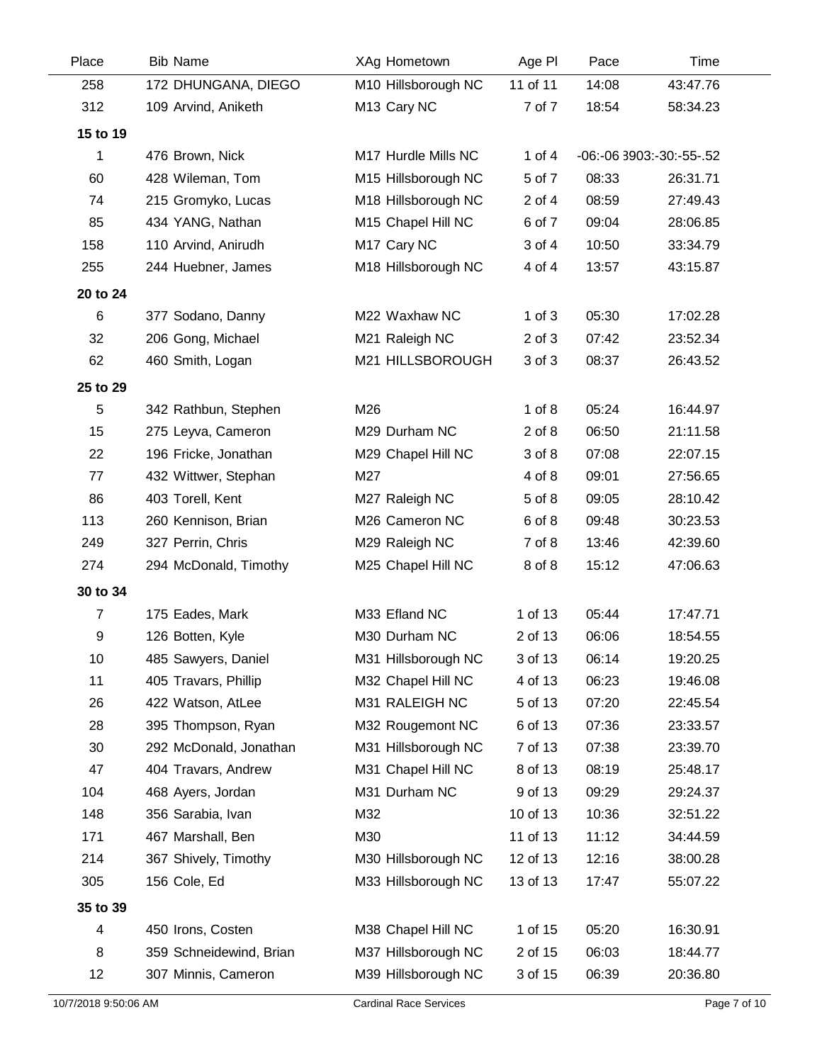| Place | Bib Name | XAg Hometown | Age Pl | Pace | Time |
|---|---|---|---|---|---|
| 258 | 172 DHUNGANA, DIEGO | M10 Hillsborough NC | 11 of 11 | 14:08 | 43:47.76 |
| 312 | 109 Arvind, Aniketh | M13 Cary NC | 7 of 7 | 18:54 | 58:34.23 |
| **15 to 19** | | | | | |
| 1 | 476 Brown, Nick | M17 Hurdle Mills NC | 1 of 4 | -06:-06 | 3903:-30:-55-.52 |
| 60 | 428 Wileman, Tom | M15 Hillsborough NC | 5 of 7 | 08:33 | 26:31.71 |
| 74 | 215 Gromyko, Lucas | M18 Hillsborough NC | 2 of 4 | 08:59 | 27:49.43 |
| 85 | 434 YANG, Nathan | M15 Chapel Hill NC | 6 of 7 | 09:04 | 28:06.85 |
| 158 | 110 Arvind, Anirudh | M17 Cary NC | 3 of 4 | 10:50 | 33:34.79 |
| 255 | 244 Huebner, James | M18 Hillsborough NC | 4 of 4 | 13:57 | 43:15.87 |
| **20 to 24** | | | | | |
| 6 | 377 Sodano, Danny | M22 Waxhaw NC | 1 of 3 | 05:30 | 17:02.28 |
| 32 | 206 Gong, Michael | M21 Raleigh NC | 2 of 3 | 07:42 | 23:52.34 |
| 62 | 460 Smith, Logan | M21 HILLSBOROUGH | 3 of 3 | 08:37 | 26:43.52 |
| **25 to 29** | | | | | |
| 5 | 342 Rathbun, Stephen | M26 | 1 of 8 | 05:24 | 16:44.97 |
| 15 | 275 Leyva, Cameron | M29 Durham NC | 2 of 8 | 06:50 | 21:11.58 |
| 22 | 196 Fricke, Jonathan | M29 Chapel Hill NC | 3 of 8 | 07:08 | 22:07.15 |
| 77 | 432 Wittwer, Stephan | M27 | 4 of 8 | 09:01 | 27:56.65 |
| 86 | 403 Torell, Kent | M27 Raleigh NC | 5 of 8 | 09:05 | 28:10.42 |
| 113 | 260 Kennison, Brian | M26 Cameron NC | 6 of 8 | 09:48 | 30:23.53 |
| 249 | 327 Perrin, Chris | M29 Raleigh NC | 7 of 8 | 13:46 | 42:39.60 |
| 274 | 294 McDonald, Timothy | M25 Chapel Hill NC | 8 of 8 | 15:12 | 47:06.63 |
| **30 to 34** | | | | | |
| 7 | 175 Eades, Mark | M33 Efland NC | 1 of 13 | 05:44 | 17:47.71 |
| 9 | 126 Botten, Kyle | M30 Durham NC | 2 of 13 | 06:06 | 18:54.55 |
| 10 | 485 Sawyers, Daniel | M31 Hillsborough NC | 3 of 13 | 06:14 | 19:20.25 |
| 11 | 405 Travars, Phillip | M32 Chapel Hill NC | 4 of 13 | 06:23 | 19:46.08 |
| 26 | 422 Watson, AtLee | M31 RALEIGH NC | 5 of 13 | 07:20 | 22:45.54 |
| 28 | 395 Thompson, Ryan | M32 Rougemont NC | 6 of 13 | 07:36 | 23:33.57 |
| 30 | 292 McDonald, Jonathan | M31 Hillsborough NC | 7 of 13 | 07:38 | 23:39.70 |
| 47 | 404 Travars, Andrew | M31 Chapel Hill NC | 8 of 13 | 08:19 | 25:48.17 |
| 104 | 468 Ayers, Jordan | M31 Durham NC | 9 of 13 | 09:29 | 29:24.37 |
| 148 | 356 Sarabia, Ivan | M32 | 10 of 13 | 10:36 | 32:51.22 |
| 171 | 467 Marshall, Ben | M30 | 11 of 13 | 11:12 | 34:44.59 |
| 214 | 367 Shively, Timothy | M30 Hillsborough NC | 12 of 13 | 12:16 | 38:00.28 |
| 305 | 156 Cole, Ed | M33 Hillsborough NC | 13 of 13 | 17:47 | 55:07.22 |
| **35 to 39** | | | | | |
| 4 | 450 Irons, Costen | M38 Chapel Hill NC | 1 of 15 | 05:20 | 16:30.91 |
| 8 | 359 Schneidewind, Brian | M37 Hillsborough NC | 2 of 15 | 06:03 | 18:44.77 |
| 12 | 307 Minnis, Cameron | M39 Hillsborough NC | 3 of 15 | 06:39 | 20:36.80 |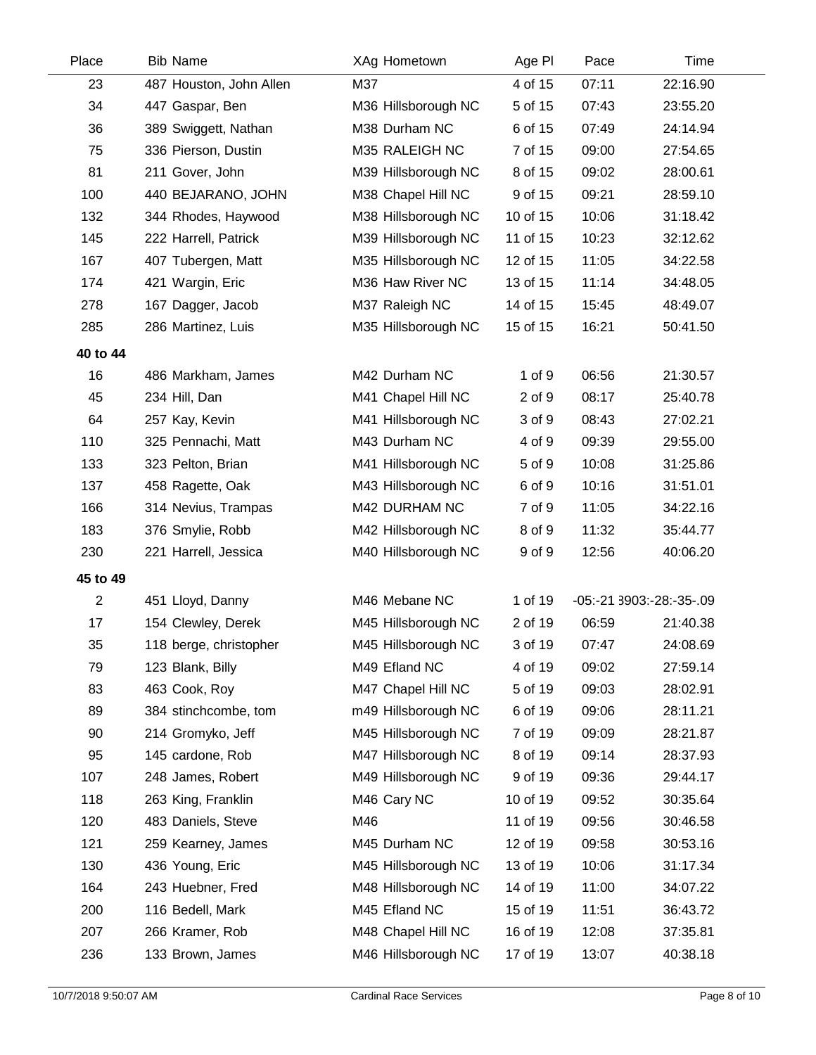| Place | Bib Name | XAg Hometown | Age Pl | Pace | Time |
|---|---|---|---|---|---|
| 23 | 487 Houston, John Allen | M37 | 4 of 15 | 07:11 | 22:16.90 |
| 34 | 447 Gaspar, Ben | M36 Hillsborough NC | 5 of 15 | 07:43 | 23:55.20 |
| 36 | 389 Swiggett, Nathan | M38 Durham NC | 6 of 15 | 07:49 | 24:14.94 |
| 75 | 336 Pierson, Dustin | M35 RALEIGH NC | 7 of 15 | 09:00 | 27:54.65 |
| 81 | 211 Gover, John | M39 Hillsborough NC | 8 of 15 | 09:02 | 28:00.61 |
| 100 | 440 BEJARANO, JOHN | M38 Chapel Hill NC | 9 of 15 | 09:21 | 28:59.10 |
| 132 | 344 Rhodes, Haywood | M38 Hillsborough NC | 10 of 15 | 10:06 | 31:18.42 |
| 145 | 222 Harrell, Patrick | M39 Hillsborough NC | 11 of 15 | 10:23 | 32:12.62 |
| 167 | 407 Tubergen, Matt | M35 Hillsborough NC | 12 of 15 | 11:05 | 34:22.58 |
| 174 | 421 Wargin, Eric | M36 Haw River NC | 13 of 15 | 11:14 | 34:48.05 |
| 278 | 167 Dagger, Jacob | M37 Raleigh NC | 14 of 15 | 15:45 | 48:49.07 |
| 285 | 286 Martinez, Luis | M35 Hillsborough NC | 15 of 15 | 16:21 | 50:41.50 |
| **40 to 44** | | | | | |
| 16 | 486 Markham, James | M42 Durham NC | 1 of 9 | 06:56 | 21:30.57 |
| 45 | 234 Hill, Dan | M41 Chapel Hill NC | 2 of 9 | 08:17 | 25:40.78 |
| 64 | 257 Kay, Kevin | M41 Hillsborough NC | 3 of 9 | 08:43 | 27:02.21 |
| 110 | 325 Pennachi, Matt | M43 Durham NC | 4 of 9 | 09:39 | 29:55.00 |
| 133 | 323 Pelton, Brian | M41 Hillsborough NC | 5 of 9 | 10:08 | 31:25.86 |
| 137 | 458 Ragette, Oak | M43 Hillsborough NC | 6 of 9 | 10:16 | 31:51.01 |
| 166 | 314 Nevius, Trampas | M42 DURHAM NC | 7 of 9 | 11:05 | 34:22.16 |
| 183 | 376 Smylie, Robb | M42 Hillsborough NC | 8 of 9 | 11:32 | 35:44.77 |
| 230 | 221 Harrell, Jessica | M40 Hillsborough NC | 9 of 9 | 12:56 | 40:06.20 |
| **45 to 49** | | | | | |
| 2 | 451 Lloyd, Danny | M46 Mebane NC | 1 of 19 | -05:-21 | 3903:-28:-35-.09 |
| 17 | 154 Clewley, Derek | M45 Hillsborough NC | 2 of 19 | 06:59 | 21:40.38 |
| 35 | 118 berge, christopher | M45 Hillsborough NC | 3 of 19 | 07:47 | 24:08.69 |
| 79 | 123 Blank, Billy | M49 Efland NC | 4 of 19 | 09:02 | 27:59.14 |
| 83 | 463 Cook, Roy | M47 Chapel Hill NC | 5 of 19 | 09:03 | 28:02.91 |
| 89 | 384 stinchcombe, tom | m49 Hillsborough NC | 6 of 19 | 09:06 | 28:11.21 |
| 90 | 214 Gromyko, Jeff | M45 Hillsborough NC | 7 of 19 | 09:09 | 28:21.87 |
| 95 | 145 cardone, Rob | M47 Hillsborough NC | 8 of 19 | 09:14 | 28:37.93 |
| 107 | 248 James, Robert | M49 Hillsborough NC | 9 of 19 | 09:36 | 29:44.17 |
| 118 | 263 King, Franklin | M46 Cary NC | 10 of 19 | 09:52 | 30:35.64 |
| 120 | 483 Daniels, Steve | M46 | 11 of 19 | 09:56 | 30:46.58 |
| 121 | 259 Kearney, James | M45 Durham NC | 12 of 19 | 09:58 | 30:53.16 |
| 130 | 436 Young, Eric | M45 Hillsborough NC | 13 of 19 | 10:06 | 31:17.34 |
| 164 | 243 Huebner, Fred | M48 Hillsborough NC | 14 of 19 | 11:00 | 34:07.22 |
| 200 | 116 Bedell, Mark | M45 Efland NC | 15 of 19 | 11:51 | 36:43.72 |
| 207 | 266 Kramer, Rob | M48 Chapel Hill NC | 16 of 19 | 12:08 | 37:35.81 |
| 236 | 133 Brown, James | M46 Hillsborough NC | 17 of 19 | 13:07 | 40:38.18 |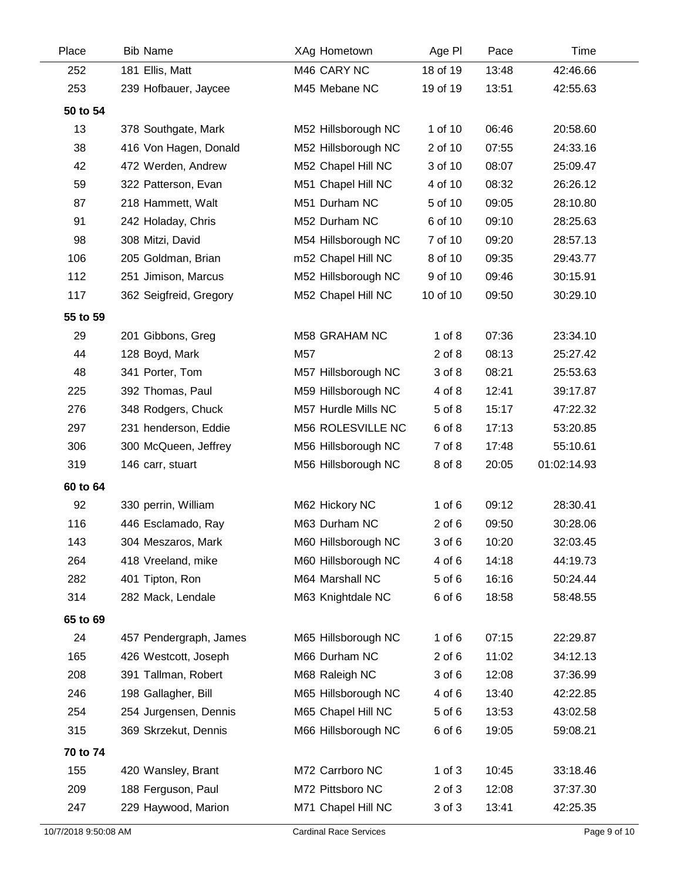| Place | Bib | Name | XAg | Hometown | Age Pl | Pace | Time |
|---|---|---|---|---|---|---|---|
| 252 | 181 | Ellis, Matt | M46 | CARY NC | 18 of 19 | 13:48 | 42:46.66 |
| 253 | 239 | Hofbauer, Jaycee | M45 | Mebane NC | 19 of 19 | 13:51 | 42:55.63 |
| **50 to 54** | | | | | | | |
| 13 | 378 | Southgate, Mark | M52 | Hillsborough NC | 1 of 10 | 06:46 | 20:58.60 |
| 38 | 416 | Von Hagen, Donald | M52 | Hillsborough NC | 2 of 10 | 07:55 | 24:33.16 |
| 42 | 472 | Werden, Andrew | M52 | Chapel Hill NC | 3 of 10 | 08:07 | 25:09.47 |
| 59 | 322 | Patterson, Evan | M51 | Chapel Hill NC | 4 of 10 | 08:32 | 26:26.12 |
| 87 | 218 | Hammett, Walt | M51 | Durham NC | 5 of 10 | 09:05 | 28:10.80 |
| 91 | 242 | Holaday, Chris | M52 | Durham NC | 6 of 10 | 09:10 | 28:25.63 |
| 98 | 308 | Mitzi, David | M54 | Hillsborough NC | 7 of 10 | 09:20 | 28:57.13 |
| 106 | 205 | Goldman, Brian | m52 | Chapel Hill NC | 8 of 10 | 09:35 | 29:43.77 |
| 112 | 251 | Jimison, Marcus | M52 | Hillsborough NC | 9 of 10 | 09:46 | 30:15.91 |
| 117 | 362 | Seigfreid, Gregory | M52 | Chapel Hill NC | 10 of 10 | 09:50 | 30:29.10 |
| **55 to 59** | | | | | | | |
| 29 | 201 | Gibbons, Greg | M58 | GRAHAM NC | 1 of 8 | 07:36 | 23:34.10 |
| 44 | 128 | Boyd, Mark | M57 | | 2 of 8 | 08:13 | 25:27.42 |
| 48 | 341 | Porter, Tom | M57 | Hillsborough NC | 3 of 8 | 08:21 | 25:53.63 |
| 225 | 392 | Thomas, Paul | M59 | Hillsborough NC | 4 of 8 | 12:41 | 39:17.87 |
| 276 | 348 | Rodgers, Chuck | M57 | Hurdle Mills NC | 5 of 8 | 15:17 | 47:22.32 |
| 297 | 231 | henderson, Eddie | M56 | ROLESVILLE NC | 6 of 8 | 17:13 | 53:20.85 |
| 306 | 300 | McQueen, Jeffrey | M56 | Hillsborough NC | 7 of 8 | 17:48 | 55:10.61 |
| 319 | 146 | carr, stuart | M56 | Hillsborough NC | 8 of 8 | 20:05 | 01:02:14.93 |
| **60 to 64** | | | | | | | |
| 92 | 330 | perrin, William | M62 | Hickory NC | 1 of 6 | 09:12 | 28:30.41 |
| 116 | 446 | Esclamado, Ray | M63 | Durham NC | 2 of 6 | 09:50 | 30:28.06 |
| 143 | 304 | Meszaros, Mark | M60 | Hillsborough NC | 3 of 6 | 10:20 | 32:03.45 |
| 264 | 418 | Vreeland, mike | M60 | Hillsborough NC | 4 of 6 | 14:18 | 44:19.73 |
| 282 | 401 | Tipton, Ron | M64 | Marshall NC | 5 of 6 | 16:16 | 50:24.44 |
| 314 | 282 | Mack, Lendale | M63 | Knightdale NC | 6 of 6 | 18:58 | 58:48.55 |
| **65 to 69** | | | | | | | |
| 24 | 457 | Pendergraph, James | M65 | Hillsborough NC | 1 of 6 | 07:15 | 22:29.87 |
| 165 | 426 | Westcott, Joseph | M66 | Durham NC | 2 of 6 | 11:02 | 34:12.13 |
| 208 | 391 | Tallman, Robert | M68 | Raleigh NC | 3 of 6 | 12:08 | 37:36.99 |
| 246 | 198 | Gallagher, Bill | M65 | Hillsborough NC | 4 of 6 | 13:40 | 42:22.85 |
| 254 | 254 | Jurgensen, Dennis | M65 | Chapel Hill NC | 5 of 6 | 13:53 | 43:02.58 |
| 315 | 369 | Skrzekut, Dennis | M66 | Hillsborough NC | 6 of 6 | 19:05 | 59:08.21 |
| **70 to 74** | | | | | | | |
| 155 | 420 | Wansley, Brant | M72 | Carrboro NC | 1 of 3 | 10:45 | 33:18.46 |
| 209 | 188 | Ferguson, Paul | M72 | Pittsboro NC | 2 of 3 | 12:08 | 37:37.30 |
| 247 | 229 | Haywood, Marion | M71 | Chapel Hill NC | 3 of 3 | 13:41 | 42:25.35 |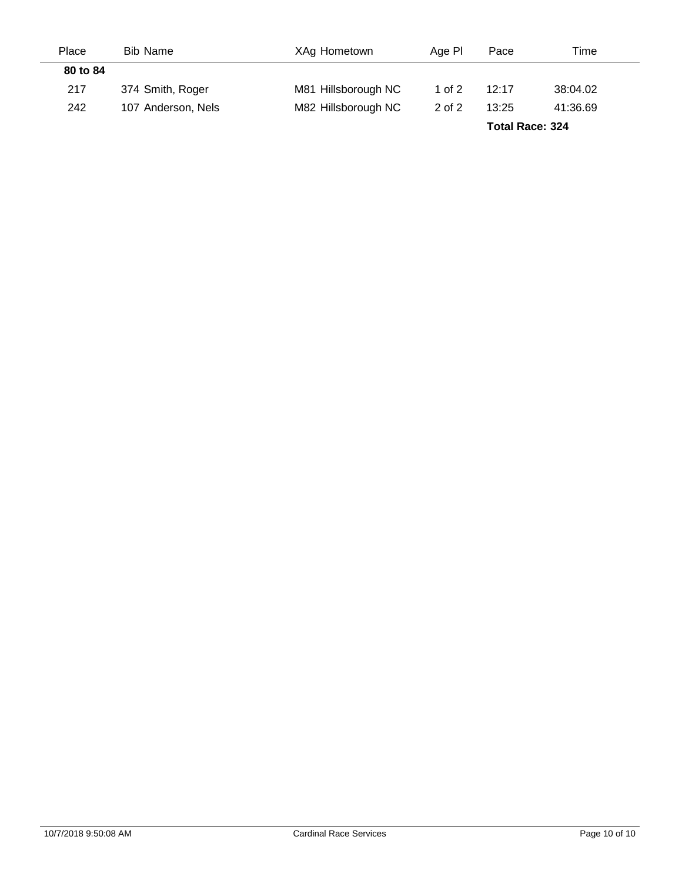| Place | Bib | Name | XAg | Hometown | Age Pl | Pace | Time |
|---|---|---|---|---|---|---|---|
| **80 to 84** | | | | | | | |
| 217 | 374 | Smith, Roger | M81 | Hillsborough NC | 1 of 2 | 12:17 | 38:04.02 |
| 242 | 107 | Anderson, Nels | M82 | Hillsborough NC | 2 of 2 | 13:25 | 41:36.69 |

**Total Race: 324**